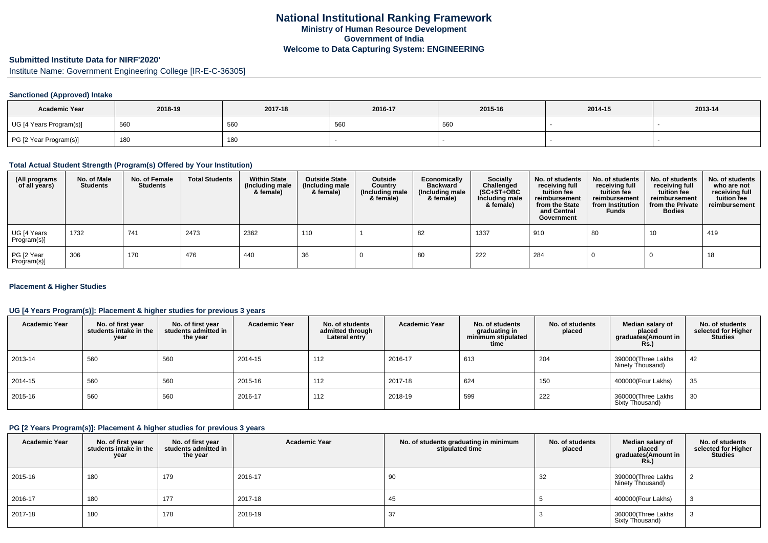# National Institutional Ranking Framework

**Ministry of Human Resource Development**

**Government of India**

**Welcome to Data Capturing System: ENGINEERING**

## Submitted Institute Data for NIRF'2020'

Institute Name: Government Engineering College [IR-E-C-36305]

### Sanctioned (Approved) Intake

| Academic Year | 2018-19 | 2017-18 | 2016-17 | 2015-16 | 2014-15 | 2013-14 |
|---|---|---|---|---|---|---|
| UG [4 Years Program(s)] | 560 | 560 | 560 | 560 | - | - |
| PG [2 Year Program(s)] | 180 | 180 | - | - | - | - |

### Total Actual Student Strength (Program(s) Offered by Your Institution)

| (All programs of all years) | No. of Male Students | No. of Female Students | Total Students | Within State (Including male & female) | Outside State (Including male & female) | Outside Country (Including male & female) | Economically Backward (Including male & female) | Socially Challenged (SC+ST+OBC Including male & female) | No. of students receiving full tuition fee reimbursement from the State and Central Government | No. of students receiving full tuition fee reimbursement from Institution Funds | No. of students receiving full tuition fee reimbursement from the Private Bodies | No. of students who are not receiving full tuition fee reimbursement |
|---|---|---|---|---|---|---|---|---|---|---|---|---|
| UG [4 Years Program(s)] | 1732 | 741 | 2473 | 2362 | 110 | 1 | 82 | 1337 | 910 | 80 | 10 | 419 |
| PG [2 Year Program(s)] | 306 | 170 | 476 | 440 | 36 | 0 | 80 | 222 | 284 | 0 | 0 | 18 |

### Placement & Higher Studies

### UG [4 Years Program(s)]: Placement & higher studies for previous 3 years

| Academic Year | No. of first year students intake in the year | No. of first year students admitted in the year | Academic Year | No. of students admitted through Lateral entry | Academic Year | No. of students graduating in minimum stipulated time | No. of students placed | Median salary of placed graduates(Amount in Rs.) | No. of students selected for Higher Studies |
|---|---|---|---|---|---|---|---|---|---|
| 2013-14 | 560 | 560 | 2014-15 | 112 | 2016-17 | 613 | 204 | 390000(Three Lakhs Ninety Thousand) | 42 |
| 2014-15 | 560 | 560 | 2015-16 | 112 | 2017-18 | 624 | 150 | 400000(Four Lakhs) | 35 |
| 2015-16 | 560 | 560 | 2016-17 | 112 | 2018-19 | 599 | 222 | 360000(Three Lakhs Sixty Thousand) | 30 |

### PG [2 Years Program(s)]: Placement & higher studies for previous 3 years

| Academic Year | No. of first year students intake in the year | No. of first year students admitted in the year | Academic Year | No. of students graduating in minimum stipulated time | No. of students placed | Median salary of placed graduates(Amount in Rs.) | No. of students selected for Higher Studies |
|---|---|---|---|---|---|---|---|
| 2015-16 | 180 | 179 | 2016-17 | 90 | 32 | 390000(Three Lakhs Ninety Thousand) | 2 |
| 2016-17 | 180 | 177 | 2017-18 | 45 | 5 | 400000(Four Lakhs) | 3 |
| 2017-18 | 180 | 178 | 2018-19 | 37 | 3 | 360000(Three Lakhs Sixty Thousand) | 3 |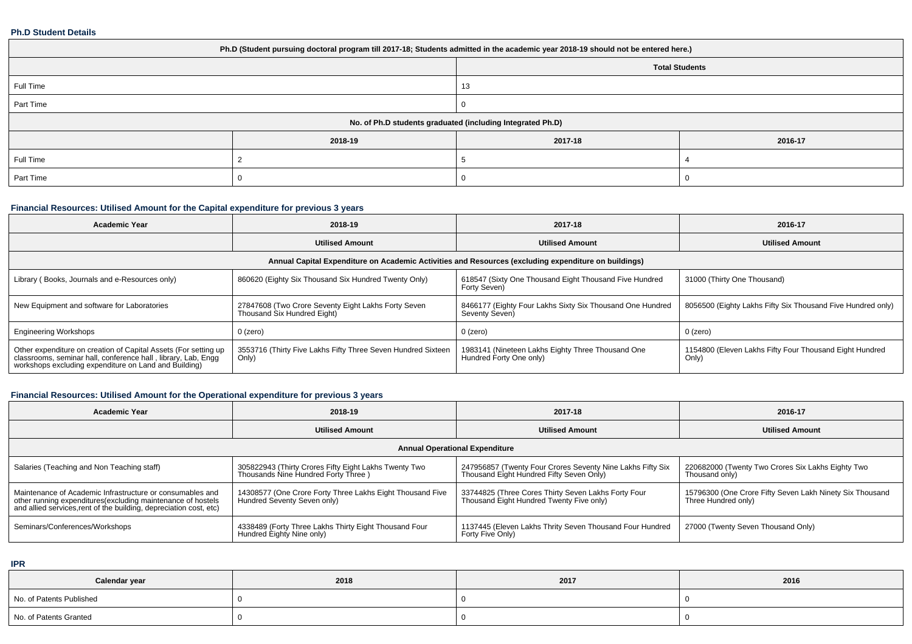### Ph.D Student Details

| Ph.D (Student pursuing doctoral program till 2017-18; Students admitted in the academic year 2018-19 should not be entered here.) | | | |
|---|---|---|---|
| | | Total Students | |
| Full Time | | 13 | |
| Part Time | | 0 | |
| No. of Ph.D students graduated (including Integrated Ph.D) | | | |
| | 2018-19 | 2017-18 | 2016-17 |
| Full Time | 2 | 5 | 4 |
| Part Time | 0 | 0 | 0 |

### Financial Resources: Utilised Amount for the Capital expenditure for previous 3 years

| Academic Year | 2018-19 | 2017-18 | 2016-17 |
|---|---|---|---|
| | Utilised Amount | Utilised Amount | Utilised Amount |
| Annual Capital Expenditure on Academic Activities and Resources (excluding expenditure on buildings) | | | |
| Library ( Books, Journals and e-Resources only) | 860620 (Eighty Six Thousand Six Hundred Twenty Only) | 618547 (Sixty One Thousand Eight Thousand Five Hundred Forty Seven) | 31000 (Thirty One Thousand) |
| New Equipment and software for Laboratories | 27847608 (Two Crore Seventy Eight Lakhs Forty Seven Thousand Six Hundred Eight) | 8466177 (Eighty Four Lakhs Sixty Six Thousand One Hundred Seventy Seven) | 8056500 (Eighty Lakhs Fifty Six Thousand Five Hundred only) |
| Engineering Workshops | 0 (zero) | 0 (zero) | 0 (zero) |
| Other expenditure on creation of Capital Assets (For setting up classrooms, seminar hall, conference hall , library, Lab, Engg workshops excluding expenditure on Land and Building) | 3553716 (Thirty Five Lakhs Fifty Three Seven Hundred Sixteen Only) | 1983141 (Nineteen Lakhs Eighty Three Thousand One Hundred Forty One only) | 1154800 (Eleven Lakhs Fifty Four Thousand Eight Hundred Only) |

### Financial Resources: Utilised Amount for the Operational expenditure for previous 3 years

| Academic Year | 2018-19 | 2017-18 | 2016-17 |
|---|---|---|---|
| | Utilised Amount | Utilised Amount | Utilised Amount |
| Annual Operational Expenditure | | | |
| Salaries (Teaching and Non Teaching staff) | 305822943 (Thirty Crores Fifty Eight Lakhs Twenty Two Thousands Nine Hundred Forty Three ) | 247956857 (Twenty Four Crores Seventy Nine Lakhs Fifty Six Thousand Eight Hundred Fifty Seven Only) | 220682000 (Twenty Two Crores Six Lakhs Eighty Two Thousand only) |
| Maintenance of Academic Infrastructure or consumables and other running expenditures(excluding maintenance of hostels and allied services,rent of the building, depreciation cost, etc) | 14308577 (One Crore Forty Three Lakhs Eight Thousand Five Hundred Seventy Seven only) | 33744825 (Three Cores Thirty Seven Lakhs Forty Four Thousand Eight Hundred Twenty Five only) | 15796300 (One Crore Fifty Seven Lakh Ninety Six Thousand Three Hundred only) |
| Seminars/Conferences/Workshops | 4338489 (Forty Three Lakhs Thirty Eight Thousand Four Hundred Eighty Nine only) | 1137445 (Eleven Lakhs Thrity Seven Thousand Four Hundred Forty Five Only) | 27000 (Twenty Seven Thousand Only) |

### IPR

| Calendar year | 2018 | 2017 | 2016 |
|---|---|---|---|
| No. of Patents Published | 0 | 0 | 0 |
| No. of Patents Granted | 0 | 0 | 0 |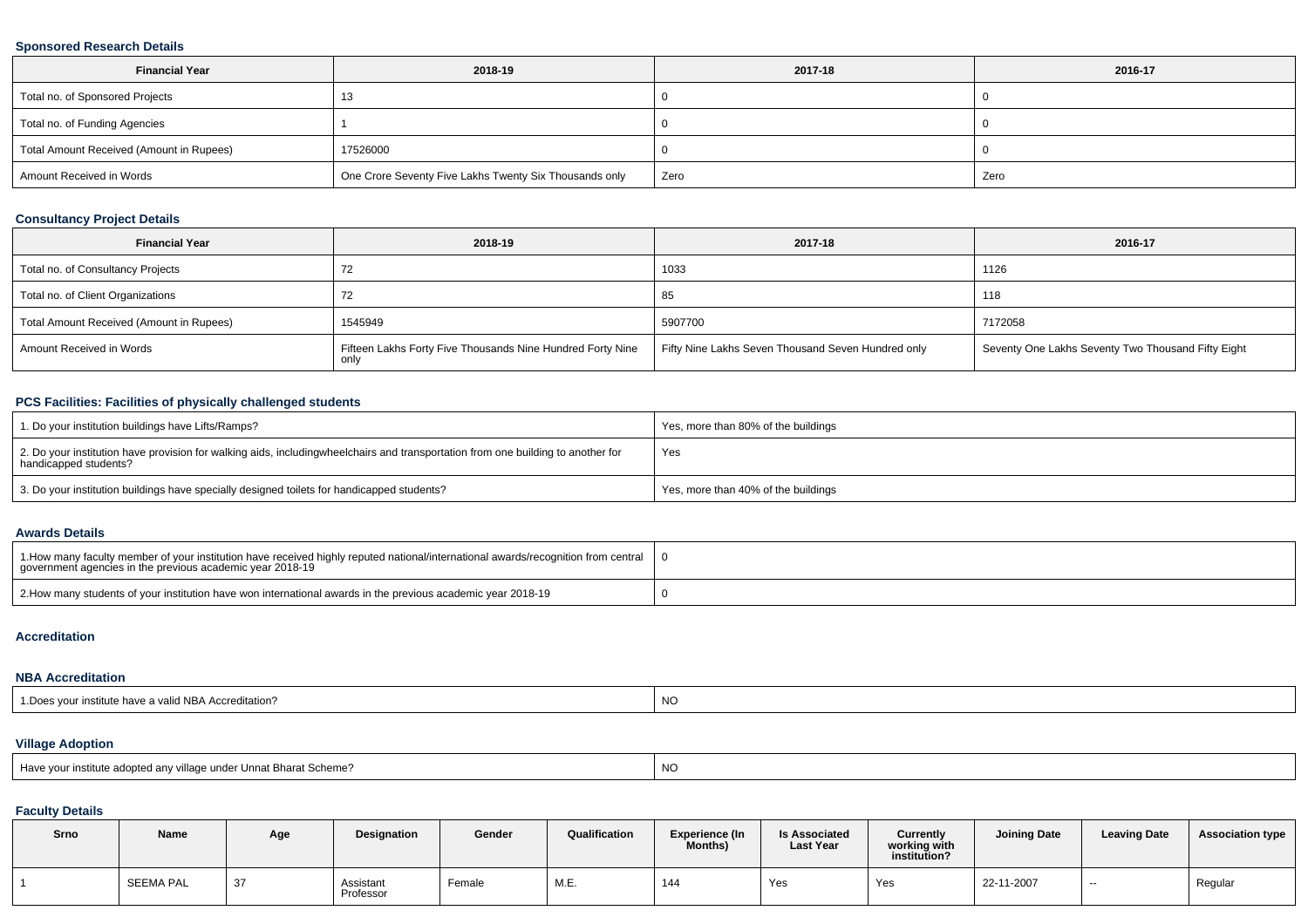### Sponsored Research Details

| Financial Year | 2018-19 | 2017-18 | 2016-17 |
|---|---|---|---|
| Total no. of Sponsored Projects | 13 | 0 | 0 |
| Total no. of Funding Agencies | 1 | 0 | 0 |
| Total Amount Received (Amount in Rupees) | 17526000 | 0 | 0 |
| Amount Received in Words | One Crore Seventy Five Lakhs Twenty Six Thousands only | Zero | Zero |

### Consultancy Project Details

| Financial Year | 2018-19 | 2017-18 | 2016-17 |
|---|---|---|---|
| Total no. of Consultancy Projects | 72 | 1033 | 1126 |
| Total no. of Client Organizations | 72 | 85 | 118 |
| Total Amount Received (Amount in Rupees) | 1545949 | 5907700 | 7172058 |
| Amount Received in Words | Fifteen Lakhs Forty Five Thousands Nine Hundred Forty Nine only | Fifty Nine Lakhs Seven Thousand Seven Hundred only | Seventy One Lakhs Seventy Two Thousand Fifty Eight |

### PCS Facilities: Facilities of physically challenged students

| | |
|---|---|
| 1. Do your institution buildings have Lifts/Ramps? | Yes, more than 80% of the buildings |
| 2. Do your institution have provision for walking aids, includingwheelchairs and transportation from one building to another for handicapped students? | Yes |
| 3. Do your institution buildings have specially designed toilets for handicapped students? | Yes, more than 40% of the buildings |

### Awards Details

| | |
|---|---|
| 1.How many faculty member of your institution have received highly reputed national/international awards/recognition from central government agencies in the previous academic year 2018-19 | 0 |
| 2.How many students of your institution have won international awards in the previous academic year 2018-19 | 0 |

### Accreditation

### NBA Accreditation

| | |
|---|---|
| 1.Does your institute have a valid NBA Accreditation? | NO |

### Village Adoption

| | |
|---|---|
| Have your institute adopted any village under Unnat Bharat Scheme? | NO |

### Faculty Details

| Srno | Name | Age | Designation | Gender | Qualification | Experience (In Months) | Is Associated Last Year | Currently working with institution? | Joining Date | Leaving Date | Association type |
|---|---|---|---|---|---|---|---|---|---|---|---|
| 1 | SEEMA PAL | 37 | Assistant Professor | Female | M.E. | 144 | Yes | Yes | 22-11-2007 | -- | Regular |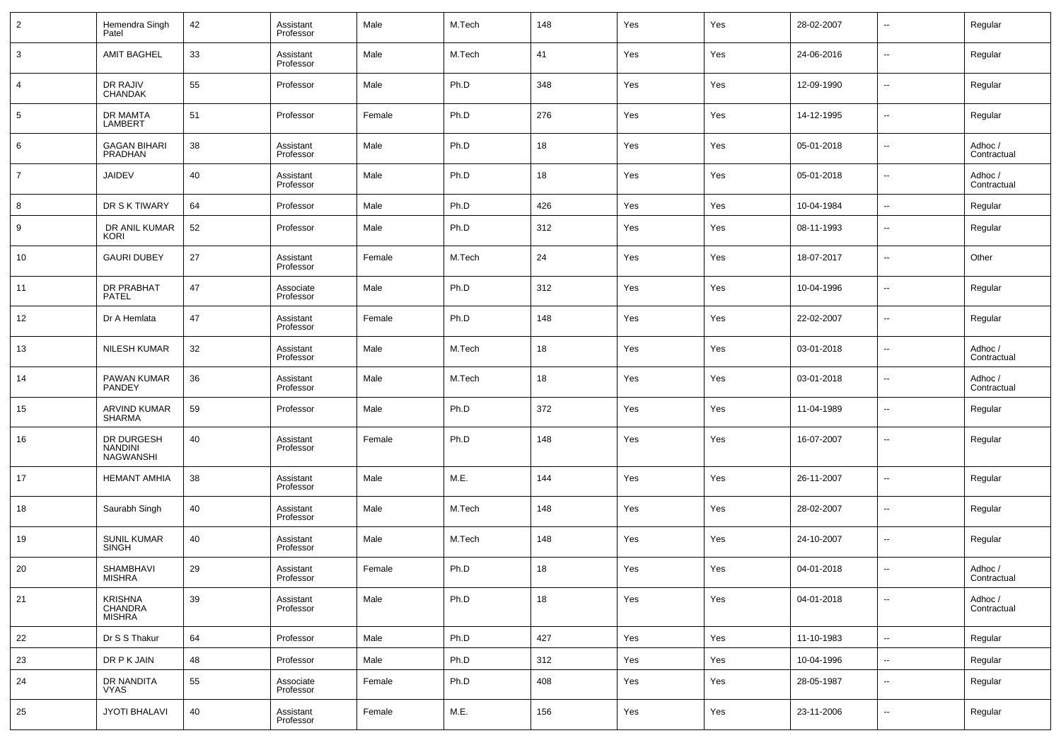| | | | | | | | | | | | |
|---|---|---|---|---|---|---|---|---|---|---|---|
| 2 | Hemendra Singh Patel | 42 | Assistant Professor | Male | M.Tech | 148 | Yes | Yes | 28-02-2007 | -- | Regular |
| 3 | AMIT BAGHEL | 33 | Assistant Professor | Male | M.Tech | 41 | Yes | Yes | 24-06-2016 | -- | Regular |
| 4 | DR RAJIV CHANDAK | 55 | Professor | Male | Ph.D | 348 | Yes | Yes | 12-09-1990 | -- | Regular |
| 5 | DR MAMTA LAMBERT | 51 | Professor | Female | Ph.D | 276 | Yes | Yes | 14-12-1995 | -- | Regular |
| 6 | GAGAN BIHARI PRADHAN | 38 | Assistant Professor | Male | Ph.D | 18 | Yes | Yes | 05-01-2018 | -- | Adhoc / Contractual |
| 7 | JAIDEV | 40 | Assistant Professor | Male | Ph.D | 18 | Yes | Yes | 05-01-2018 | -- | Adhoc / Contractual |
| 8 | DR S K TIWARY | 64 | Professor | Male | Ph.D | 426 | Yes | Yes | 10-04-1984 | -- | Regular |
| 9 | DR ANIL KUMAR KORI | 52 | Professor | Male | Ph.D | 312 | Yes | Yes | 08-11-1993 | -- | Regular |
| 10 | GAURI DUBEY | 27 | Assistant Professor | Female | M.Tech | 24 | Yes | Yes | 18-07-2017 | -- | Other |
| 11 | DR PRABHAT PATEL | 47 | Associate Professor | Male | Ph.D | 312 | Yes | Yes | 10-04-1996 | -- | Regular |
| 12 | Dr A Hemlata | 47 | Assistant Professor | Female | Ph.D | 148 | Yes | Yes | 22-02-2007 | -- | Regular |
| 13 | NILESH KUMAR | 32 | Assistant Professor | Male | M.Tech | 18 | Yes | Yes | 03-01-2018 | -- | Adhoc / Contractual |
| 14 | PAWAN KUMAR PANDEY | 36 | Assistant Professor | Male | M.Tech | 18 | Yes | Yes | 03-01-2018 | -- | Adhoc / Contractual |
| 15 | ARVIND KUMAR SHARMA | 59 | Professor | Male | Ph.D | 372 | Yes | Yes | 11-04-1989 | -- | Regular |
| 16 | DR DURGESH NANDINI NAGWANSHI | 40 | Assistant Professor | Female | Ph.D | 148 | Yes | Yes | 16-07-2007 | -- | Regular |
| 17 | HEMANT AMHIA | 38 | Assistant Professor | Male | M.E. | 144 | Yes | Yes | 26-11-2007 | -- | Regular |
| 18 | Saurabh Singh | 40 | Assistant Professor | Male | M.Tech | 148 | Yes | Yes | 28-02-2007 | -- | Regular |
| 19 | SUNIL KUMAR SINGH | 40 | Assistant Professor | Male | M.Tech | 148 | Yes | Yes | 24-10-2007 | -- | Regular |
| 20 | SHAMBHAVI MISHRA | 29 | Assistant Professor | Female | Ph.D | 18 | Yes | Yes | 04-01-2018 | -- | Adhoc / Contractual |
| 21 | KRISHNA CHANDRA MISHRA | 39 | Assistant Professor | Male | Ph.D | 18 | Yes | Yes | 04-01-2018 | -- | Adhoc / Contractual |
| 22 | Dr S S Thakur | 64 | Professor | Male | Ph.D | 427 | Yes | Yes | 11-10-1983 | -- | Regular |
| 23 | DR P K JAIN | 48 | Professor | Male | Ph.D | 312 | Yes | Yes | 10-04-1996 | -- | Regular |
| 24 | DR NANDITA VYAS | 55 | Associate Professor | Female | Ph.D | 408 | Yes | Yes | 28-05-1987 | -- | Regular |
| 25 | JYOTI BHALAVI | 40 | Assistant Professor | Female | M.E. | 156 | Yes | Yes | 23-11-2006 | -- | Regular |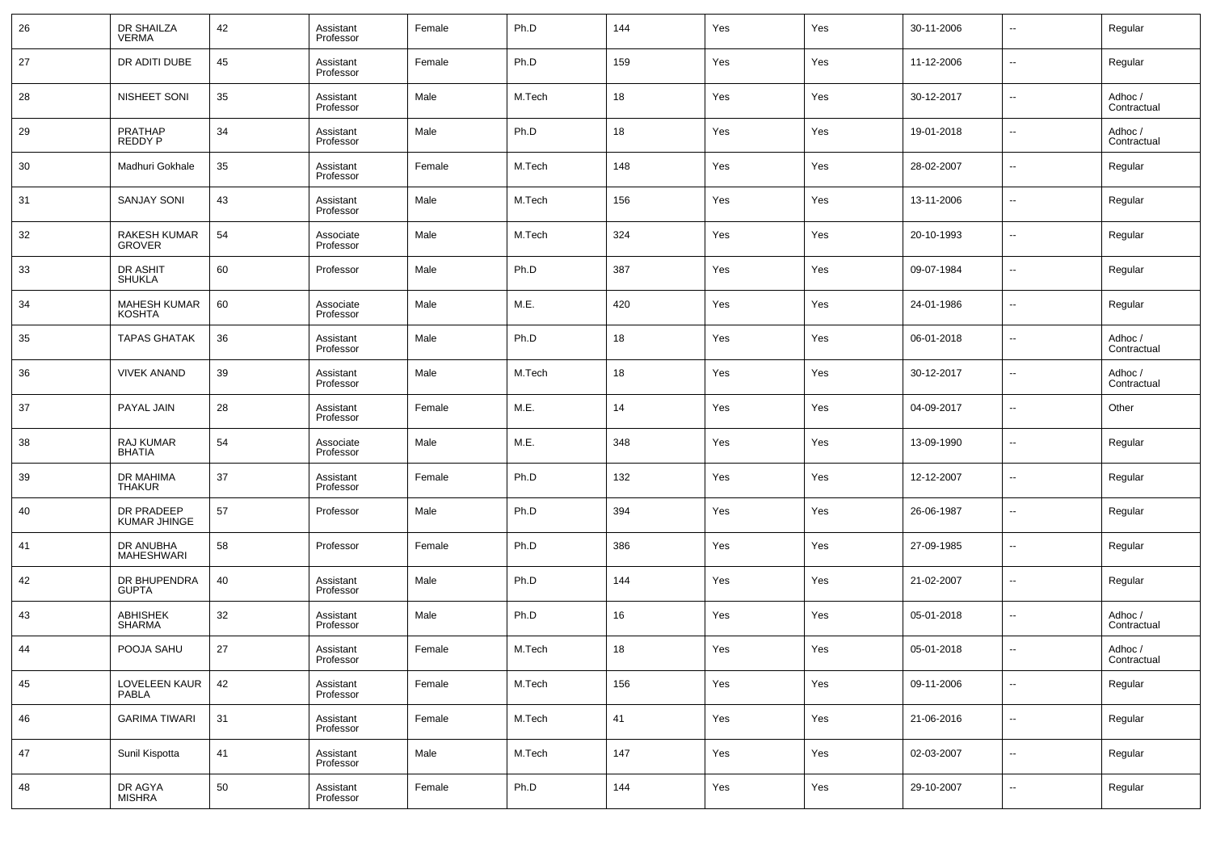| 26 | DR SHAILZA VERMA | 42 | Assistant Professor | Female | Ph.D | 144 | Yes | Yes | 30-11-2006 | -- | Regular |
|---|---|---|---|---|---|---|---|---|---|---|---|
| 27 | DR ADITI DUBE | 45 | Assistant Professor | Female | Ph.D | 159 | Yes | Yes | 11-12-2006 | -- | Regular |
| 28 | NISHEET SONI | 35 | Assistant Professor | Male | M.Tech | 18 | Yes | Yes | 30-12-2017 | -- | Adhoc / Contractual |
| 29 | PRATHAP REDDY P | 34 | Assistant Professor | Male | Ph.D | 18 | Yes | Yes | 19-01-2018 | -- | Adhoc / Contractual |
| 30 | Madhuri Gokhale | 35 | Assistant Professor | Female | M.Tech | 148 | Yes | Yes | 28-02-2007 | -- | Regular |
| 31 | SANJAY SONI | 43 | Assistant Professor | Male | M.Tech | 156 | Yes | Yes | 13-11-2006 | -- | Regular |
| 32 | RAKESH KUMAR GROVER | 54 | Associate Professor | Male | M.Tech | 324 | Yes | Yes | 20-10-1993 | -- | Regular |
| 33 | DR ASHIT SHUKLA | 60 | Professor | Male | Ph.D | 387 | Yes | Yes | 09-07-1984 | -- | Regular |
| 34 | MAHESH KUMAR KOSHTA | 60 | Associate Professor | Male | M.E. | 420 | Yes | Yes | 24-01-1986 | -- | Regular |
| 35 | TAPAS GHATAK | 36 | Assistant Professor | Male | Ph.D | 18 | Yes | Yes | 06-01-2018 | -- | Adhoc / Contractual |
| 36 | VIVEK ANAND | 39 | Assistant Professor | Male | M.Tech | 18 | Yes | Yes | 30-12-2017 | -- | Adhoc / Contractual |
| 37 | PAYAL JAIN | 28 | Assistant Professor | Female | M.E. | 14 | Yes | Yes | 04-09-2017 | -- | Other |
| 38 | RAJ KUMAR BHATIA | 54 | Associate Professor | Male | M.E. | 348 | Yes | Yes | 13-09-1990 | -- | Regular |
| 39 | DR MAHIMA THAKUR | 37 | Assistant Professor | Female | Ph.D | 132 | Yes | Yes | 12-12-2007 | -- | Regular |
| 40 | DR PRADEEP KUMAR JHINGE | 57 | Professor | Male | Ph.D | 394 | Yes | Yes | 26-06-1987 | -- | Regular |
| 41 | DR ANUBHA MAHESHWARI | 58 | Professor | Female | Ph.D | 386 | Yes | Yes | 27-09-1985 | -- | Regular |
| 42 | DR BHUPENDRA GUPTA | 40 | Assistant Professor | Male | Ph.D | 144 | Yes | Yes | 21-02-2007 | -- | Regular |
| 43 | ABHISHEK SHARMA | 32 | Assistant Professor | Male | Ph.D | 16 | Yes | Yes | 05-01-2018 | -- | Adhoc / Contractual |
| 44 | POOJA SAHU | 27 | Assistant Professor | Female | M.Tech | 18 | Yes | Yes | 05-01-2018 | -- | Adhoc / Contractual |
| 45 | LOVELEEN KAUR PABLA | 42 | Assistant Professor | Female | M.Tech | 156 | Yes | Yes | 09-11-2006 | -- | Regular |
| 46 | GARIMA TIWARI | 31 | Assistant Professor | Female | M.Tech | 41 | Yes | Yes | 21-06-2016 | -- | Regular |
| 47 | Sunil Kispotta | 41 | Assistant Professor | Male | M.Tech | 147 | Yes | Yes | 02-03-2007 | -- | Regular |
| 48 | DR AGYA MISHRA | 50 | Assistant Professor | Female | Ph.D | 144 | Yes | Yes | 29-10-2007 | -- | Regular |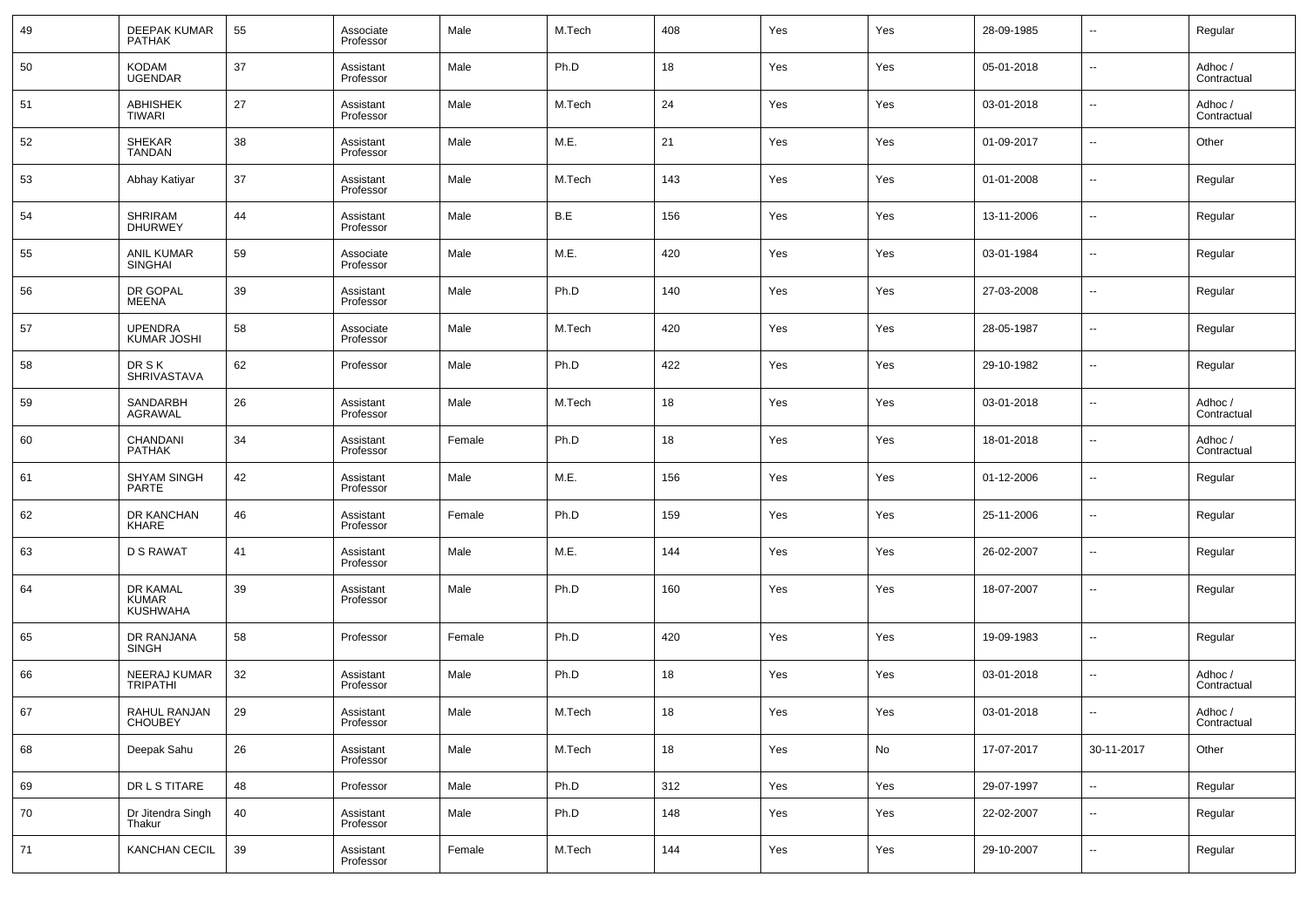| 49 | DEEPAK KUMAR PATHAK | 55 | Associate Professor | Male | M.Tech | 408 | Yes | Yes | 28-09-1985 | -- | Regular |
|---|---|---|---|---|---|---|---|---|---|---|---|
| 50 | KODAM UGENDAR | 37 | Assistant Professor | Male | Ph.D | 18 | Yes | Yes | 05-01-2018 | -- | Adhoc / Contractual |
| 51 | ABHISHEK TIWARI | 27 | Assistant Professor | Male | M.Tech | 24 | Yes | Yes | 03-01-2018 | -- | Adhoc / Contractual |
| 52 | SHEKAR TANDAN | 38 | Assistant Professor | Male | M.E. | 21 | Yes | Yes | 01-09-2017 | -- | Other |
| 53 | Abhay Katiyar | 37 | Assistant Professor | Male | M.Tech | 143 | Yes | Yes | 01-01-2008 | -- | Regular |
| 54 | SHRIRAM DHURWEY | 44 | Assistant Professor | Male | B.E | 156 | Yes | Yes | 13-11-2006 | -- | Regular |
| 55 | ANIL KUMAR SINGHAI | 59 | Associate Professor | Male | M.E. | 420 | Yes | Yes | 03-01-1984 | -- | Regular |
| 56 | DR GOPAL MEENA | 39 | Assistant Professor | Male | Ph.D | 140 | Yes | Yes | 27-03-2008 | -- | Regular |
| 57 | UPENDRA KUMAR JOSHI | 58 | Associate Professor | Male | M.Tech | 420 | Yes | Yes | 28-05-1987 | -- | Regular |
| 58 | DR S K SHRIVASTAVA | 62 | Professor | Male | Ph.D | 422 | Yes | Yes | 29-10-1982 | -- | Regular |
| 59 | SANDARBH AGRAWAL | 26 | Assistant Professor | Male | M.Tech | 18 | Yes | Yes | 03-01-2018 | -- | Adhoc / Contractual |
| 60 | CHANDANI PATHAK | 34 | Assistant Professor | Female | Ph.D | 18 | Yes | Yes | 18-01-2018 | -- | Adhoc / Contractual |
| 61 | SHYAM SINGH PARTE | 42 | Assistant Professor | Male | M.E. | 156 | Yes | Yes | 01-12-2006 | -- | Regular |
| 62 | DR KANCHAN KHARE | 46 | Assistant Professor | Female | Ph.D | 159 | Yes | Yes | 25-11-2006 | -- | Regular |
| 63 | D S RAWAT | 41 | Assistant Professor | Male | M.E. | 144 | Yes | Yes | 26-02-2007 | -- | Regular |
| 64 | DR KAMAL KUMAR KUSHWAHA | 39 | Assistant Professor | Male | Ph.D | 160 | Yes | Yes | 18-07-2007 | -- | Regular |
| 65 | DR RANJANA SINGH | 58 | Professor | Female | Ph.D | 420 | Yes | Yes | 19-09-1983 | -- | Regular |
| 66 | NEERAJ KUMAR TRIPATHI | 32 | Assistant Professor | Male | Ph.D | 18 | Yes | Yes | 03-01-2018 | -- | Adhoc / Contractual |
| 67 | RAHUL RANJAN CHOUBEY | 29 | Assistant Professor | Male | M.Tech | 18 | Yes | Yes | 03-01-2018 | -- | Adhoc / Contractual |
| 68 | Deepak Sahu | 26 | Assistant Professor | Male | M.Tech | 18 | Yes | No | 17-07-2017 | 30-11-2017 | Other |
| 69 | DR L S TITARE | 48 | Professor | Male | Ph.D | 312 | Yes | Yes | 29-07-1997 | -- | Regular |
| 70 | Dr Jitendra Singh Thakur | 40 | Assistant Professor | Male | Ph.D | 148 | Yes | Yes | 22-02-2007 | -- | Regular |
| 71 | KANCHAN CECIL | 39 | Assistant Professor | Female | M.Tech | 144 | Yes | Yes | 29-10-2007 | -- | Regular |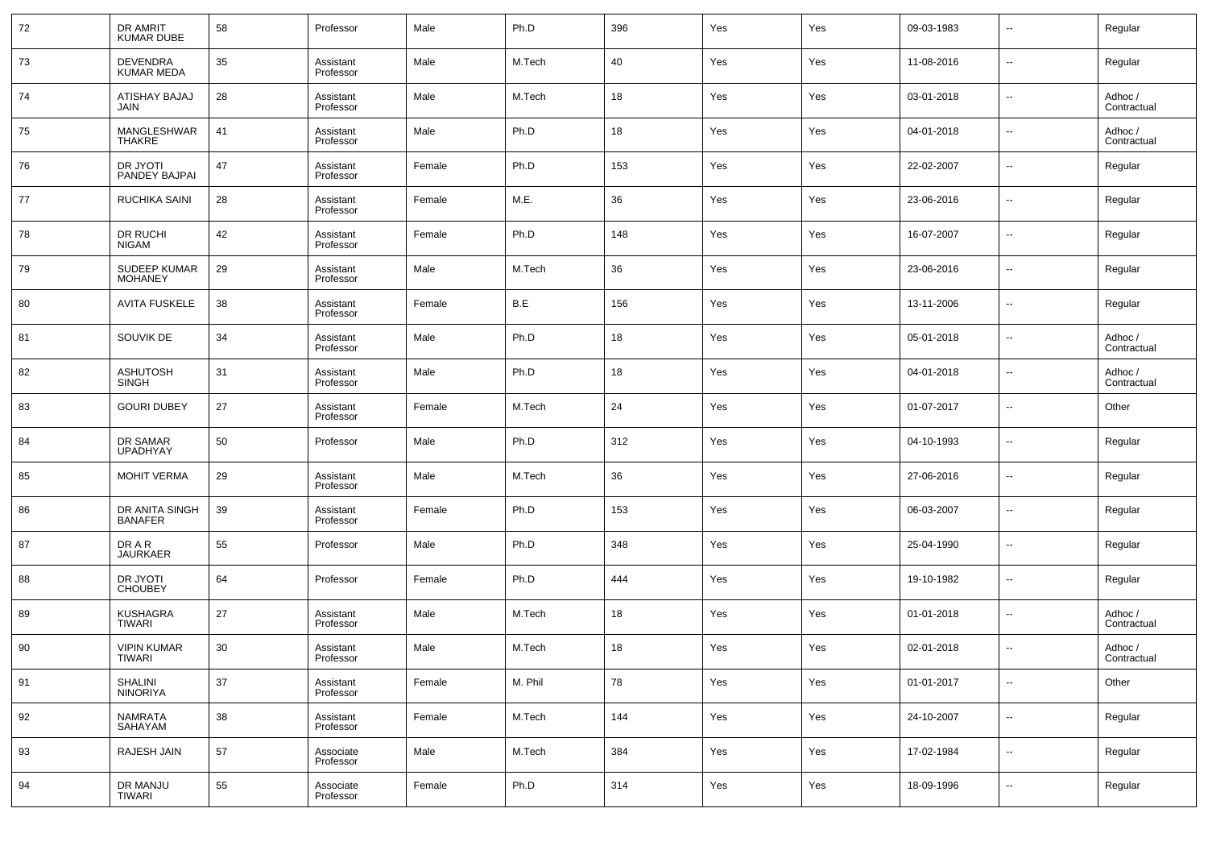| 72 | DR AMRIT KUMAR DUBE | 58 | Professor | Male | Ph.D | 396 | Yes | Yes | 09-03-1983 | -- | Regular |
|---|---|---|---|---|---|---|---|---|---|---|---|
| 73 | DEVENDRA KUMAR MEDA | 35 | Assistant Professor | Male | M.Tech | 40 | Yes | Yes | 11-08-2016 | -- | Regular |
| 74 | ATISHAY BAJAJ JAIN | 28 | Assistant Professor | Male | M.Tech | 18 | Yes | Yes | 03-01-2018 | -- | Adhoc / Contractual |
| 75 | MANGLESHWAR THAKRE | 41 | Assistant Professor | Male | Ph.D | 18 | Yes | Yes | 04-01-2018 | -- | Adhoc / Contractual |
| 76 | DR JYOTI PANDEY BAJPAI | 47 | Assistant Professor | Female | Ph.D | 153 | Yes | Yes | 22-02-2007 | -- | Regular |
| 77 | RUCHIKA SAINI | 28 | Assistant Professor | Female | M.E. | 36 | Yes | Yes | 23-06-2016 | -- | Regular |
| 78 | DR RUCHI NIGAM | 42 | Assistant Professor | Female | Ph.D | 148 | Yes | Yes | 16-07-2007 | -- | Regular |
| 79 | SUDEEP KUMAR MOHANEY | 29 | Assistant Professor | Male | M.Tech | 36 | Yes | Yes | 23-06-2016 | -- | Regular |
| 80 | AVITA FUSKELE | 38 | Assistant Professor | Female | B.E | 156 | Yes | Yes | 13-11-2006 | -- | Regular |
| 81 | SOUVIK DE | 34 | Assistant Professor | Male | Ph.D | 18 | Yes | Yes | 05-01-2018 | -- | Adhoc / Contractual |
| 82 | ASHUTOSH SINGH | 31 | Assistant Professor | Male | Ph.D | 18 | Yes | Yes | 04-01-2018 | -- | Adhoc / Contractual |
| 83 | GOURI DUBEY | 27 | Assistant Professor | Female | M.Tech | 24 | Yes | Yes | 01-07-2017 | -- | Other |
| 84 | DR SAMAR UPADHYAY | 50 | Professor | Male | Ph.D | 312 | Yes | Yes | 04-10-1993 | -- | Regular |
| 85 | MOHIT VERMA | 29 | Assistant Professor | Male | M.Tech | 36 | Yes | Yes | 27-06-2016 | -- | Regular |
| 86 | DR ANITA SINGH BANAFER | 39 | Assistant Professor | Female | Ph.D | 153 | Yes | Yes | 06-03-2007 | -- | Regular |
| 87 | DR A R JAURKAER | 55 | Professor | Male | Ph.D | 348 | Yes | Yes | 25-04-1990 | -- | Regular |
| 88 | DR JYOTI CHOUBEY | 64 | Professor | Female | Ph.D | 444 | Yes | Yes | 19-10-1982 | -- | Regular |
| 89 | KUSHAGRA TIWARI | 27 | Assistant Professor | Male | M.Tech | 18 | Yes | Yes | 01-01-2018 | -- | Adhoc / Contractual |
| 90 | VIPIN KUMAR TIWARI | 30 | Assistant Professor | Male | M.Tech | 18 | Yes | Yes | 02-01-2018 | -- | Adhoc / Contractual |
| 91 | SHALINI NINORIYA | 37 | Assistant Professor | Female | M. Phil | 78 | Yes | Yes | 01-01-2017 | -- | Other |
| 92 | NAMRATA SAHAYAM | 38 | Assistant Professor | Female | M.Tech | 144 | Yes | Yes | 24-10-2007 | -- | Regular |
| 93 | RAJESH JAIN | 57 | Associate Professor | Male | M.Tech | 384 | Yes | Yes | 17-02-1984 | -- | Regular |
| 94 | DR MANJU TIWARI | 55 | Associate Professor | Female | Ph.D | 314 | Yes | Yes | 18-09-1996 | -- | Regular |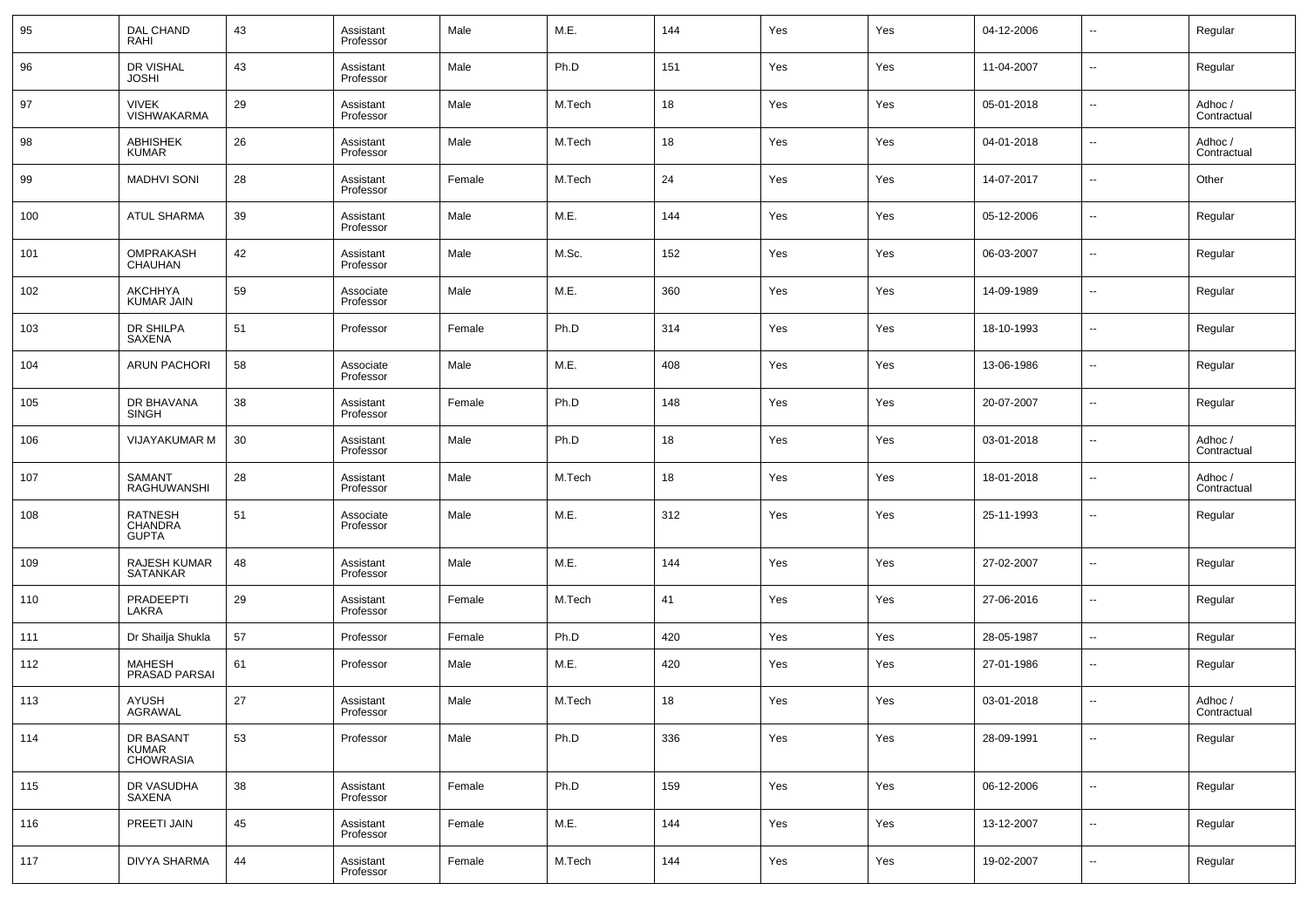| 95 | DAL CHAND RAHI | 43 | Assistant Professor | Male | M.E. | 144 | Yes | Yes | 04-12-2006 | -- | Regular |
|---|---|---|---|---|---|---|---|---|---|---|---|
| 96 | DR VISHAL JOSHI | 43 | Assistant Professor | Male | Ph.D | 151 | Yes | Yes | 11-04-2007 | -- | Regular |
| 97 | VIVEK VISHWAKARMA | 29 | Assistant Professor | Male | M.Tech | 18 | Yes | Yes | 05-01-2018 | -- | Adhoc / Contractual |
| 98 | ABHISHEK KUMAR | 26 | Assistant Professor | Male | M.Tech | 18 | Yes | Yes | 04-01-2018 | -- | Adhoc / Contractual |
| 99 | MADHVI SONI | 28 | Assistant Professor | Female | M.Tech | 24 | Yes | Yes | 14-07-2017 | -- | Other |
| 100 | ATUL SHARMA | 39 | Assistant Professor | Male | M.E. | 144 | Yes | Yes | 05-12-2006 | -- | Regular |
| 101 | OMPRAKASH CHAUHAN | 42 | Assistant Professor | Male | M.Sc. | 152 | Yes | Yes | 06-03-2007 | -- | Regular |
| 102 | AKCHHYA KUMAR JAIN | 59 | Associate Professor | Male | M.E. | 360 | Yes | Yes | 14-09-1989 | -- | Regular |
| 103 | DR SHILPA SAXENA | 51 | Professor | Female | Ph.D | 314 | Yes | Yes | 18-10-1993 | -- | Regular |
| 104 | ARUN PACHORI | 58 | Associate Professor | Male | M.E. | 408 | Yes | Yes | 13-06-1986 | -- | Regular |
| 105 | DR BHAVANA SINGH | 38 | Assistant Professor | Female | Ph.D | 148 | Yes | Yes | 20-07-2007 | -- | Regular |
| 106 | VIJAYAKUMAR M | 30 | Assistant Professor | Male | Ph.D | 18 | Yes | Yes | 03-01-2018 | -- | Adhoc / Contractual |
| 107 | SAMANT RAGHUWANSHI | 28 | Assistant Professor | Male | M.Tech | 18 | Yes | Yes | 18-01-2018 | -- | Adhoc / Contractual |
| 108 | RATNESH CHANDRA GUPTA | 51 | Associate Professor | Male | M.E. | 312 | Yes | Yes | 25-11-1993 | -- | Regular |
| 109 | RAJESH KUMAR SATANKAR | 48 | Assistant Professor | Male | M.E. | 144 | Yes | Yes | 27-02-2007 | -- | Regular |
| 110 | PRADEEPTI LAKRA | 29 | Assistant Professor | Female | M.Tech | 41 | Yes | Yes | 27-06-2016 | -- | Regular |
| 111 | Dr Shailja Shukla | 57 | Professor | Female | Ph.D | 420 | Yes | Yes | 28-05-1987 | -- | Regular |
| 112 | MAHESH PRASAD PARSAI | 61 | Professor | Male | M.E. | 420 | Yes | Yes | 27-01-1986 | -- | Regular |
| 113 | AYUSH AGRAWAL | 27 | Assistant Professor | Male | M.Tech | 18 | Yes | Yes | 03-01-2018 | -- | Adhoc / Contractual |
| 114 | DR BASANT KUMAR CHOWRASIA | 53 | Professor | Male | Ph.D | 336 | Yes | Yes | 28-09-1991 | -- | Regular |
| 115 | DR VASUDHA SAXENA | 38 | Assistant Professor | Female | Ph.D | 159 | Yes | Yes | 06-12-2006 | -- | Regular |
| 116 | PREETI JAIN | 45 | Assistant Professor | Female | M.E. | 144 | Yes | Yes | 13-12-2007 | -- | Regular |
| 117 | DIVYA SHARMA | 44 | Assistant Professor | Female | M.Tech | 144 | Yes | Yes | 19-02-2007 | -- | Regular |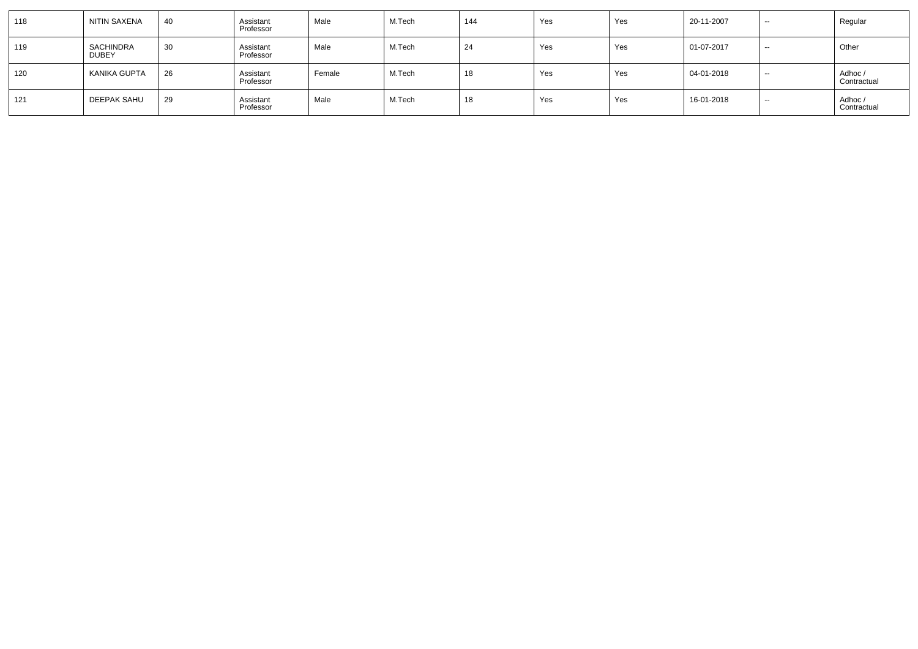| | | | | | | | | | | | |
|---|---|---|---|---|---|---|---|---|---|---|---|
| 118 | NITIN SAXENA | 40 | Assistant Professor | Male | M.Tech | 144 | Yes | Yes | 20-11-2007 | -- | Regular |
| 119 | SACHINDRA DUBEY | 30 | Assistant Professor | Male | M.Tech | 24 | Yes | Yes | 01-07-2017 | -- | Other |
| 120 | KANIKA GUPTA | 26 | Assistant Professor | Female | M.Tech | 18 | Yes | Yes | 04-01-2018 | -- | Adhoc / Contractual |
| 121 | DEEPAK SAHU | 29 | Assistant Professor | Male | M.Tech | 18 | Yes | Yes | 16-01-2018 | -- | Adhoc / Contractual |